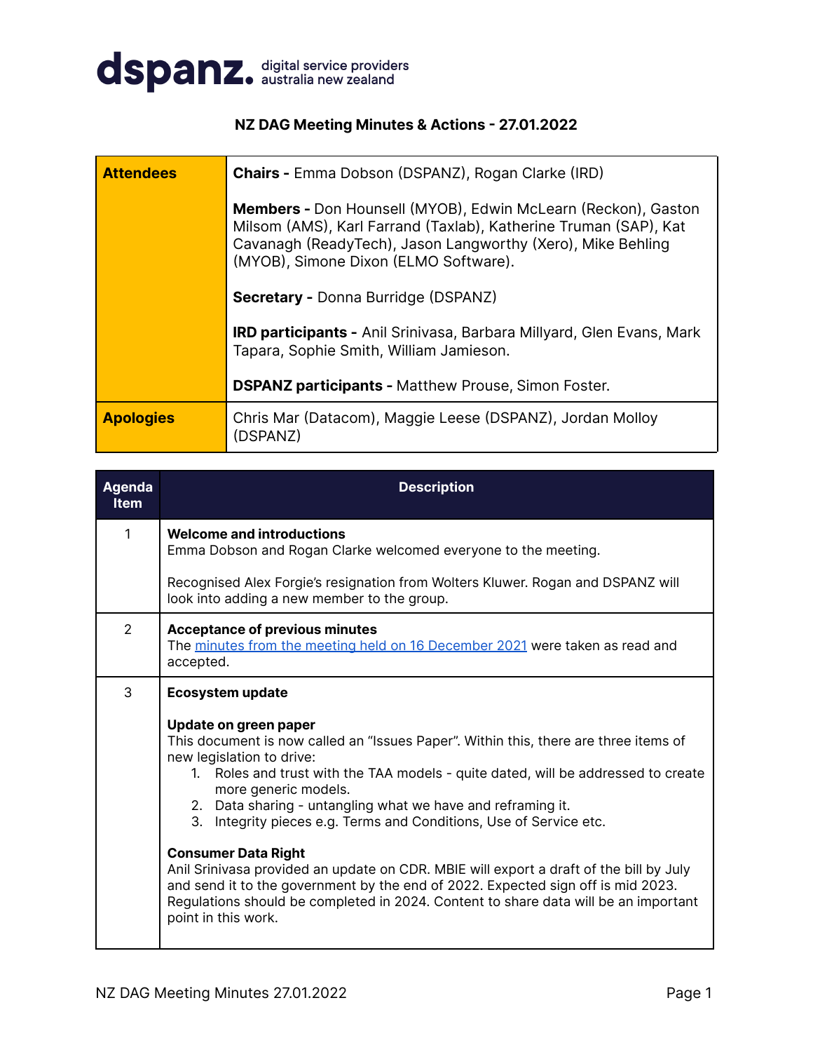dspanz. digital service providers australia new zealand

## NZ DAG Meeting Minutes & Actions - 27.01.2022

| | |
|---|---|
| **Attendees** | **Chairs -** Emma Dobson (DSPANZ), Rogan Clarke (IRD)<br><br>**Members -** Don Hounsell (MYOB), Edwin McLearn (Reckon), Gaston Milsom (AMS), Karl Farrand (Taxlab), Katherine Truman (SAP), Kat Cavanagh (ReadyTech), Jason Langworthy (Xero), Mike Behling (MYOB), Simone Dixon (ELMO Software).<br><br>**Secretary -** Donna Burridge (DSPANZ)<br><br>**IRD participants -** Anil Srinivasa, Barbara Millyard, Glen Evans, Mark Tapara, Sophie Smith, William Jamieson.<br><br>**DSPANZ participants -** Matthew Prouse, Simon Foster. |
| **Apologies** | Chris Mar (Datacom), Maggie Leese (DSPANZ), Jordan Molloy (DSPANZ) |

| Agenda Item | Description |
|---|---|
| 1 | **Welcome and introductions**<br>Emma Dobson and Rogan Clarke welcomed everyone to the meeting.<br><br>Recognised Alex Forgie's resignation from Wolters Kluwer. Rogan and DSPANZ will look into adding a new member to the group. |
| 2 | **Acceptance of previous minutes**<br>The minutes from the meeting held on 16 December 2021 were taken as read and accepted. |
| 3 | **Ecosystem update**<br><br>**Update on green paper**<br>This document is now called an "Issues Paper". Within this, there are three items of new legislation to drive:<br>1. Roles and trust with the TAA models - quite dated, will be addressed to create more generic models.<br>2. Data sharing - untangling what we have and reframing it.<br>3. Integrity pieces e.g. Terms and Conditions, Use of Service etc.<br><br>**Consumer Data Right**<br>Anil Srinivasa provided an update on CDR. MBIE will export a draft of the bill by July and send it to the government by the end of 2022. Expected sign off is mid 2023. Regulations should be completed in 2024. Content to share data will be an important point in this work. |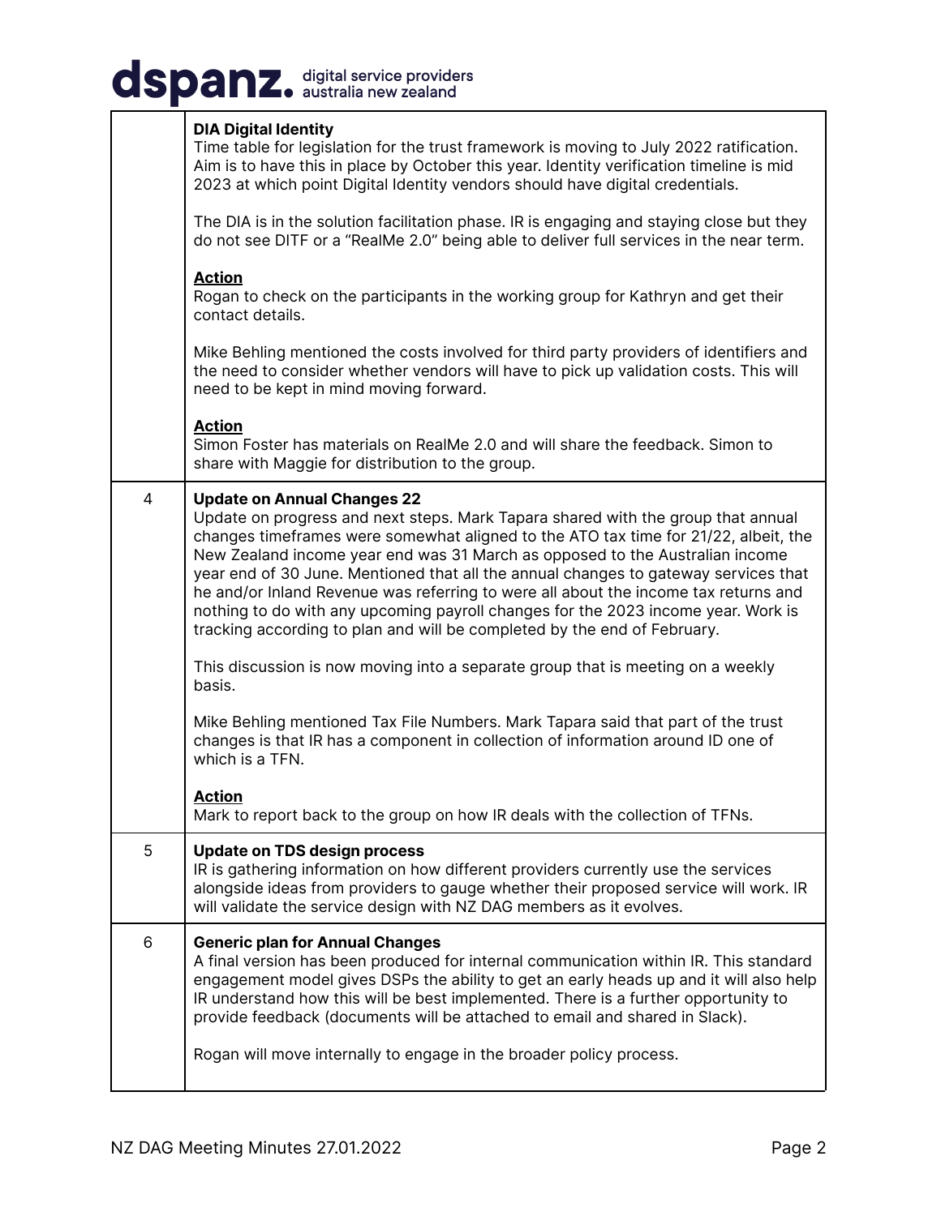| | |
|---|---|
| | **DIA Digital Identity**<br>Time table for legislation for the trust framework is moving to July 2022 ratification. Aim is to have this in place by October this year. Identity verification timeline is mid 2023 at which point Digital Identity vendors should have digital credentials.<br><br>The DIA is in the solution facilitation phase. IR is engaging and staying close but they do not see DITF or a "RealMe 2.0" being able to deliver full services in the near term.<br><br>**<u>Action</u>**<br>Rogan to check on the participants in the working group for Kathryn and get their contact details.<br><br>Mike Behling mentioned the costs involved for third party providers of identifiers and the need to consider whether vendors will have to pick up validation costs. This will need to be kept in mind moving forward.<br><br>**<u>Action</u>**<br>Simon Foster has materials on RealMe 2.0 and will share the feedback. Simon to share with Maggie for distribution to the group. |
| 4 | **Update on Annual Changes 22**<br>Update on progress and next steps. Mark Tapara shared with the group that annual changes timeframes were somewhat aligned to the ATO tax time for 21/22, albeit, the New Zealand income year end was 31 March as opposed to the Australian income year end of 30 June. Mentioned that all the annual changes to gateway services that he and/or Inland Revenue was referring to were all about the income tax returns and nothing to do with any upcoming payroll changes for the 2023 income year. Work is tracking according to plan and will be completed by the end of February.<br><br>This discussion is now moving into a separate group that is meeting on a weekly basis.<br><br>Mike Behling mentioned Tax File Numbers. Mark Tapara said that part of the trust changes is that IR has a component in collection of information around ID one of which is a TFN.<br><br>**<u>Action</u>**<br>Mark to report back to the group on how IR deals with the collection of TFNs. |
| 5 | **Update on TDS design process**<br>IR is gathering information on how different providers currently use the services alongside ideas from providers to gauge whether their proposed service will work. IR will validate the service design with NZ DAG members as it evolves. |
| 6 | **Generic plan for Annual Changes**<br>A final version has been produced for internal communication within IR. This standard engagement model gives DSPs the ability to get an early heads up and it will also help IR understand how this will be best implemented. There is a further opportunity to provide feedback (documents will be attached to email and shared in Slack).<br><br>Rogan will move internally to engage in the broader policy process. |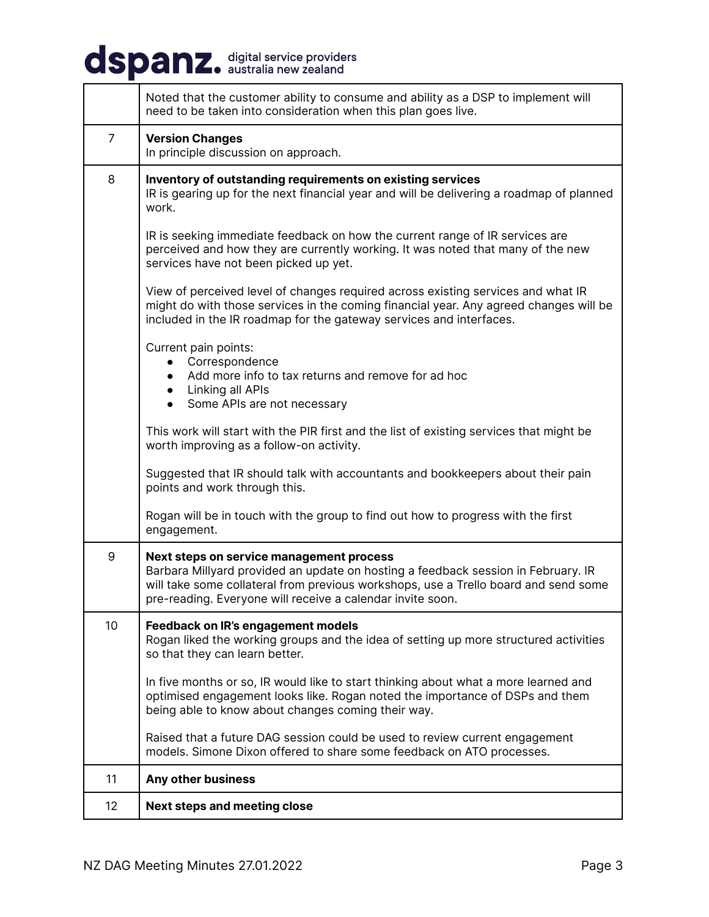| | |
|---|---|
| | Noted that the customer ability to consume and ability as a DSP to implement will need to be taken into consideration when this plan goes live. |
| 7 | **Version Changes**<br>In principle discussion on approach. |
| 8 | **Inventory of outstanding requirements on existing services**<br>IR is gearing up for the next financial year and will be delivering a roadmap of planned work.<br><br>IR is seeking immediate feedback on how the current range of IR services are perceived and how they are currently working. It was noted that many of the new services have not been picked up yet.<br><br>View of perceived level of changes required across existing services and what IR might do with those services in the coming financial year. Any agreed changes will be included in the IR roadmap for the gateway services and interfaces.<br><br>Current pain points:<br>• Correspondence<br>• Add more info to tax returns and remove for ad hoc<br>• Linking all APIs<br>• Some APIs are not necessary<br><br>This work will start with the PIR first and the list of existing services that might be worth improving as a follow-on activity.<br><br>Suggested that IR should talk with accountants and bookkeepers about their pain points and work through this.<br><br>Rogan will be in touch with the group to find out how to progress with the first engagement. |
| 9 | **Next steps on service management process**<br>Barbara Millyard provided an update on hosting a feedback session in February. IR will take some collateral from previous workshops, use a Trello board and send some pre-reading. Everyone will receive a calendar invite soon. |
| 10 | **Feedback on IR's engagement models**<br>Rogan liked the working groups and the idea of setting up more structured activities so that they can learn better.<br><br>In five months or so, IR would like to start thinking about what a more learned and optimised engagement looks like. Rogan noted the importance of DSPs and them being able to know about changes coming their way.<br><br>Raised that a future DAG session could be used to review current engagement models. Simone Dixon offered to share some feedback on ATO processes. |
| 11 | **Any other business** |
| 12 | **Next steps and meeting close** |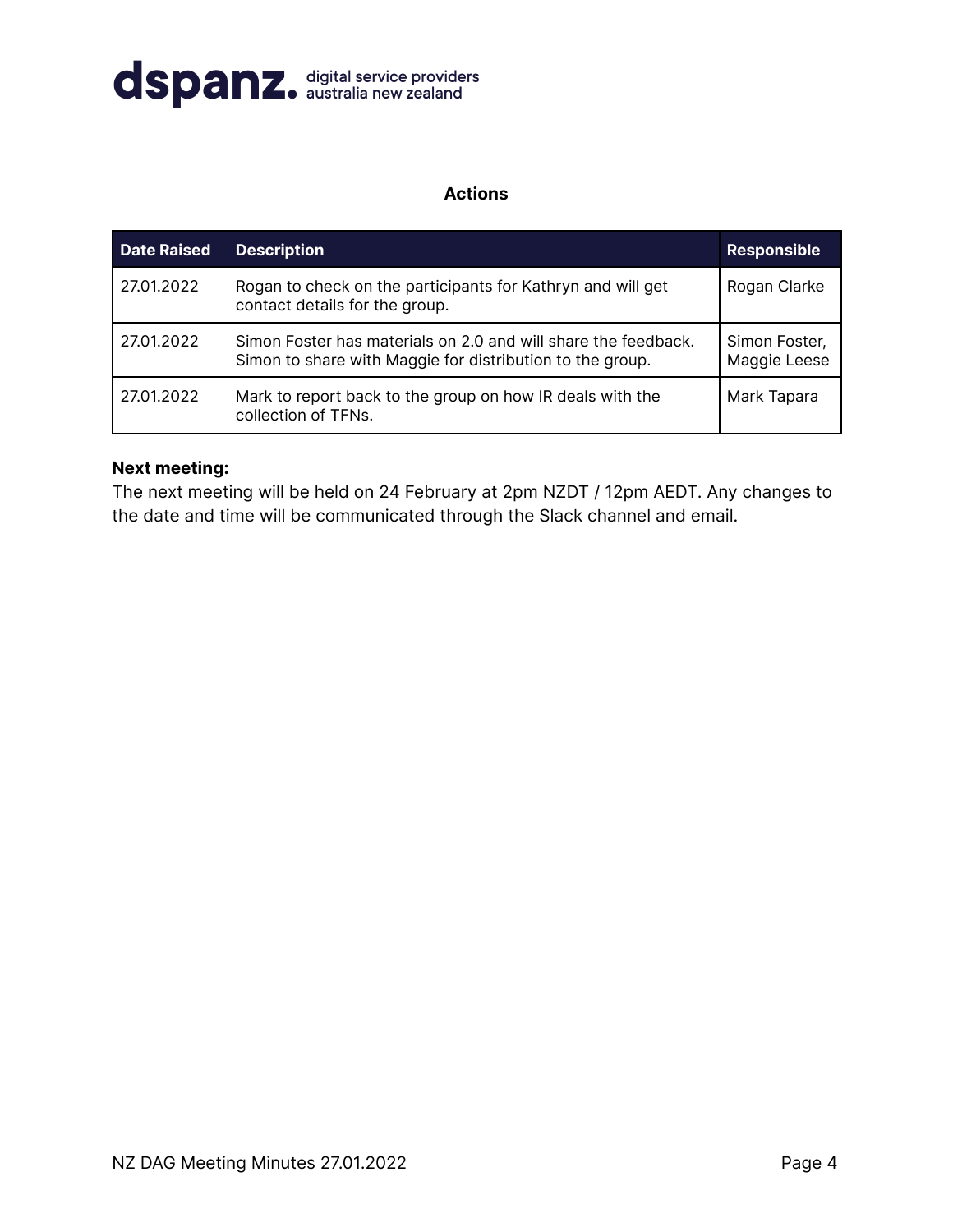## Actions

| Date Raised | Description | Responsible |
|---|---|---|
| 27.01.2022 | Rogan to check on the participants for Kathryn and will get contact details for the group. | Rogan Clarke |
| 27.01.2022 | Simon Foster has materials on 2.0 and will share the feedback. Simon to share with Maggie for distribution to the group. | Simon Foster, Maggie Leese |
| 27.01.2022 | Mark to report back to the group on how IR deals with the collection of TFNs. | Mark Tapara |

**Next meeting:**
The next meeting will be held on 24 February at 2pm NZDT / 12pm AEDT. Any changes to the date and time will be communicated through the Slack channel and email.